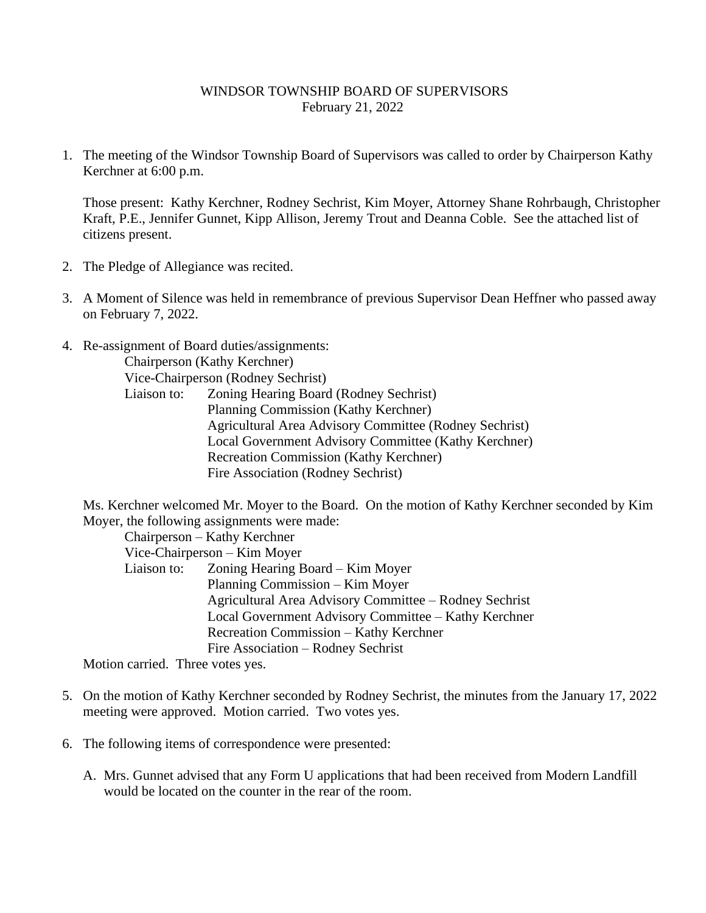WINDSOR TOWNSHIP BOARD OF SUPERVISORS
February 21, 2022

1. The meeting of the Windsor Township Board of Supervisors was called to order by Chairperson Kathy Kerchner at 6:00 p.m.

   Those present: Kathy Kerchner, Rodney Sechrist, Kim Moyer, Attorney Shane Rohrbaugh, Christopher Kraft, P.E., Jennifer Gunnet, Kipp Allison, Jeremy Trout and Deanna Coble. See the attached list of citizens present.

2. The Pledge of Allegiance was recited.

3. A Moment of Silence was held in remembrance of previous Supervisor Dean Heffner who passed away on February 7, 2022.

4. Re-assignment of Board duties/assignments:

   Chairperson (Kathy Kerchner)
   Vice-Chairperson (Rodney Sechrist)
   Liaison to: Zoning Hearing Board (Rodney Sechrist)
   Planning Commission (Kathy Kerchner)
   Agricultural Area Advisory Committee (Rodney Sechrist)
   Local Government Advisory Committee (Kathy Kerchner)
   Recreation Commission (Kathy Kerchner)
   Fire Association (Rodney Sechrist)

   Ms. Kerchner welcomed Mr. Moyer to the Board. On the motion of Kathy Kerchner seconded by Kim Moyer, the following assignments were made:

   Chairperson – Kathy Kerchner
   Vice-Chairperson – Kim Moyer
   Liaison to: Zoning Hearing Board – Kim Moyer
   Planning Commission – Kim Moyer
   Agricultural Area Advisory Committee – Rodney Sechrist
   Local Government Advisory Committee – Kathy Kerchner
   Recreation Commission – Kathy Kerchner
   Fire Association – Rodney Sechrist

   Motion carried. Three votes yes.

5. On the motion of Kathy Kerchner seconded by Rodney Sechrist, the minutes from the January 17, 2022 meeting were approved. Motion carried. Two votes yes.

6. The following items of correspondence were presented:

   A. Mrs. Gunnet advised that any Form U applications that had been received from Modern Landfill would be located on the counter in the rear of the room.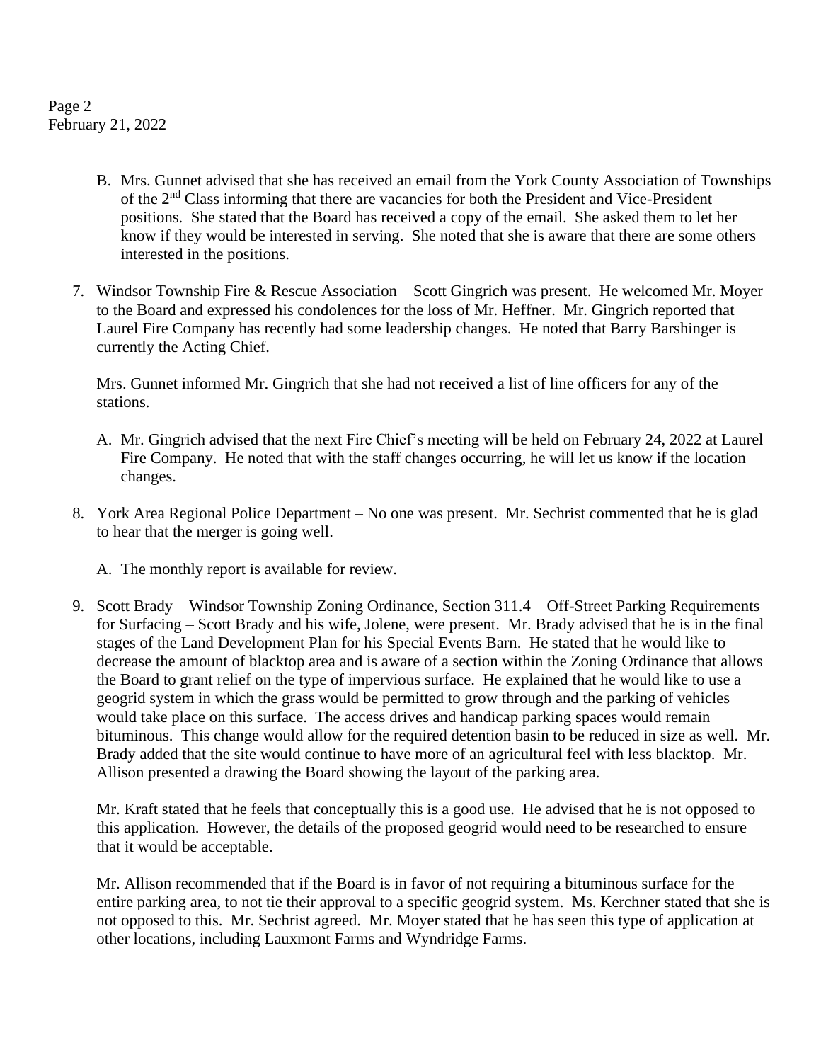B. Mrs. Gunnet advised that she has received an email from the York County Association of Townships of the 2nd Class informing that there are vacancies for both the President and Vice-President positions. She stated that the Board has received a copy of the email. She asked them to let her know if they would be interested in serving. She noted that she is aware that there are some others interested in the positions.

7. Windsor Township Fire & Rescue Association – Scott Gingrich was present. He welcomed Mr. Moyer to the Board and expressed his condolences for the loss of Mr. Heffner. Mr. Gingrich reported that Laurel Fire Company has recently had some leadership changes. He noted that Barry Barshinger is currently the Acting Chief.

   Mrs. Gunnet informed Mr. Gingrich that she had not received a list of line officers for any of the stations.

   A. Mr. Gingrich advised that the next Fire Chief's meeting will be held on February 24, 2022 at Laurel Fire Company. He noted that with the staff changes occurring, he will let us know if the location changes.

8. York Area Regional Police Department – No one was present. Mr. Sechrist commented that he is glad to hear that the merger is going well.

   A. The monthly report is available for review.

9. Scott Brady – Windsor Township Zoning Ordinance, Section 311.4 – Off-Street Parking Requirements for Surfacing – Scott Brady and his wife, Jolene, were present. Mr. Brady advised that he is in the final stages of the Land Development Plan for his Special Events Barn. He stated that he would like to decrease the amount of blacktop area and is aware of a section within the Zoning Ordinance that allows the Board to grant relief on the type of impervious surface. He explained that he would like to use a geogrid system in which the grass would be permitted to grow through and the parking of vehicles would take place on this surface. The access drives and handicap parking spaces would remain bituminous. This change would allow for the required detention basin to be reduced in size as well. Mr. Brady added that the site would continue to have more of an agricultural feel with less blacktop. Mr. Allison presented a drawing the Board showing the layout of the parking area.

   Mr. Kraft stated that he feels that conceptually this is a good use. He advised that he is not opposed to this application. However, the details of the proposed geogrid would need to be researched to ensure that it would be acceptable.

   Mr. Allison recommended that if the Board is in favor of not requiring a bituminous surface for the entire parking area, to not tie their approval to a specific geogrid system. Ms. Kerchner stated that she is not opposed to this. Mr. Sechrist agreed. Mr. Moyer stated that he has seen this type of application at other locations, including Lauxmont Farms and Wyndridge Farms.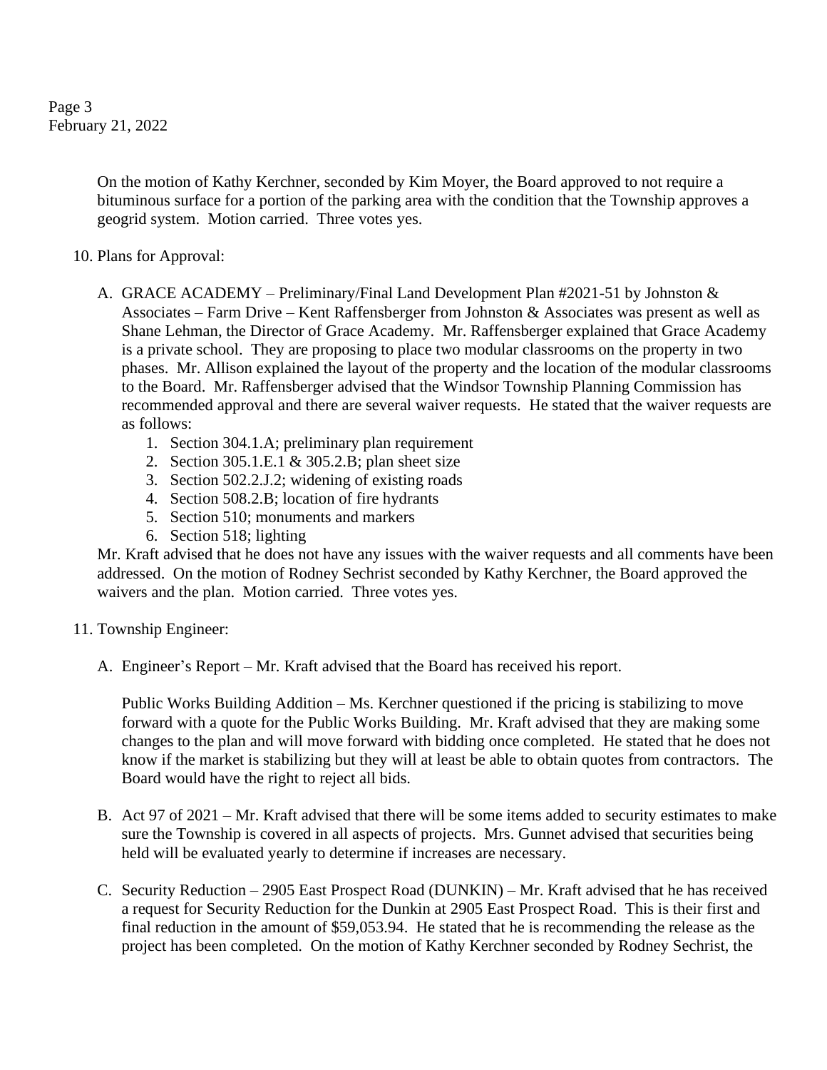On the motion of Kathy Kerchner, seconded by Kim Moyer, the Board approved to not require a bituminous surface for a portion of the parking area with the condition that the Township approves a geogrid system. Motion carried. Three votes yes.

10. Plans for Approval:

    A. GRACE ACADEMY – Preliminary/Final Land Development Plan #2021-51 by Johnston & Associates – Farm Drive – Kent Raffensberger from Johnston & Associates was present as well as Shane Lehman, the Director of Grace Academy. Mr. Raffensberger explained that Grace Academy is a private school. They are proposing to place two modular classrooms on the property in two phases. Mr. Allison explained the layout of the property and the location of the modular classrooms to the Board. Mr. Raffensberger advised that the Windsor Township Planning Commission has recommended approval and there are several waiver requests. He stated that the waiver requests are as follows:
        1. Section 304.1.A; preliminary plan requirement
        2. Section 305.1.E.1 & 305.2.B; plan sheet size
        3. Section 502.2.J.2; widening of existing roads
        4. Section 508.2.B; location of fire hydrants
        5. Section 510; monuments and markers
        6. Section 518; lighting

    Mr. Kraft advised that he does not have any issues with the waiver requests and all comments have been addressed. On the motion of Rodney Sechrist seconded by Kathy Kerchner, the Board approved the waivers and the plan. Motion carried. Three votes yes.

11. Township Engineer:

    A. Engineer's Report – Mr. Kraft advised that the Board has received his report.

       Public Works Building Addition – Ms. Kerchner questioned if the pricing is stabilizing to move forward with a quote for the Public Works Building. Mr. Kraft advised that they are making some changes to the plan and will move forward with bidding once completed. He stated that he does not know if the market is stabilizing but they will at least be able to obtain quotes from contractors. The Board would have the right to reject all bids.

    B. Act 97 of 2021 – Mr. Kraft advised that there will be some items added to security estimates to make sure the Township is covered in all aspects of projects. Mrs. Gunnet advised that securities being held will be evaluated yearly to determine if increases are necessary.

    C. Security Reduction – 2905 East Prospect Road (DUNKIN) – Mr. Kraft advised that he has received a request for Security Reduction for the Dunkin at 2905 East Prospect Road. This is their first and final reduction in the amount of $59,053.94. He stated that he is recommending the release as the project has been completed. On the motion of Kathy Kerchner seconded by Rodney Sechrist, the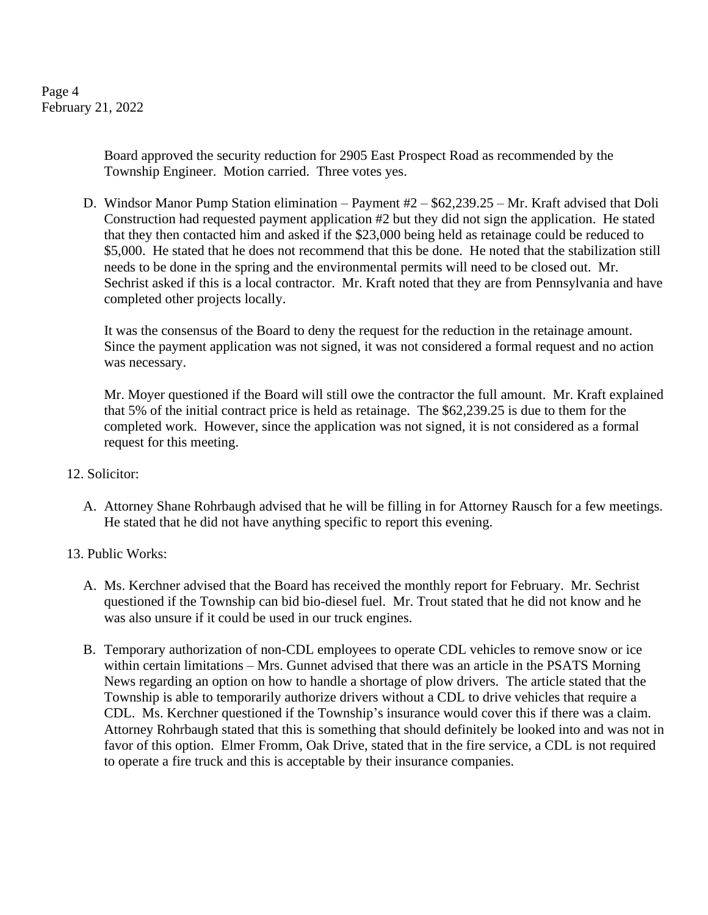Board approved the security reduction for 2905 East Prospect Road as recommended by the Township Engineer. Motion carried. Three votes yes.

D. Windsor Manor Pump Station elimination – Payment #2 – $62,239.25 – Mr. Kraft advised that Doli Construction had requested payment application #2 but they did not sign the application. He stated that they then contacted him and asked if the $23,000 being held as retainage could be reduced to $5,000. He stated that he does not recommend that this be done. He noted that the stabilization still needs to be done in the spring and the environmental permits will need to be closed out. Mr. Sechrist asked if this is a local contractor. Mr. Kraft noted that they are from Pennsylvania and have completed other projects locally.

   It was the consensus of the Board to deny the request for the reduction in the retainage amount. Since the payment application was not signed, it was not considered a formal request and no action was necessary.

   Mr. Moyer questioned if the Board will still owe the contractor the full amount. Mr. Kraft explained that 5% of the initial contract price is held as retainage. The $62,239.25 is due to them for the completed work. However, since the application was not signed, it is not considered as a formal request for this meeting.

12. Solicitor:

A. Attorney Shane Rohrbaugh advised that he will be filling in for Attorney Rausch for a few meetings. He stated that he did not have anything specific to report this evening.

13. Public Works:

A. Ms. Kerchner advised that the Board has received the monthly report for February. Mr. Sechrist questioned if the Township can bid bio-diesel fuel. Mr. Trout stated that he did not know and he was also unsure if it could be used in our truck engines.

B. Temporary authorization of non-CDL employees to operate CDL vehicles to remove snow or ice within certain limitations – Mrs. Gunnet advised that there was an article in the PSATS Morning News regarding an option on how to handle a shortage of plow drivers. The article stated that the Township is able to temporarily authorize drivers without a CDL to drive vehicles that require a CDL. Ms. Kerchner questioned if the Township's insurance would cover this if there was a claim. Attorney Rohrbaugh stated that this is something that should definitely be looked into and was not in favor of this option. Elmer Fromm, Oak Drive, stated that in the fire service, a CDL is not required to operate a fire truck and this is acceptable by their insurance companies.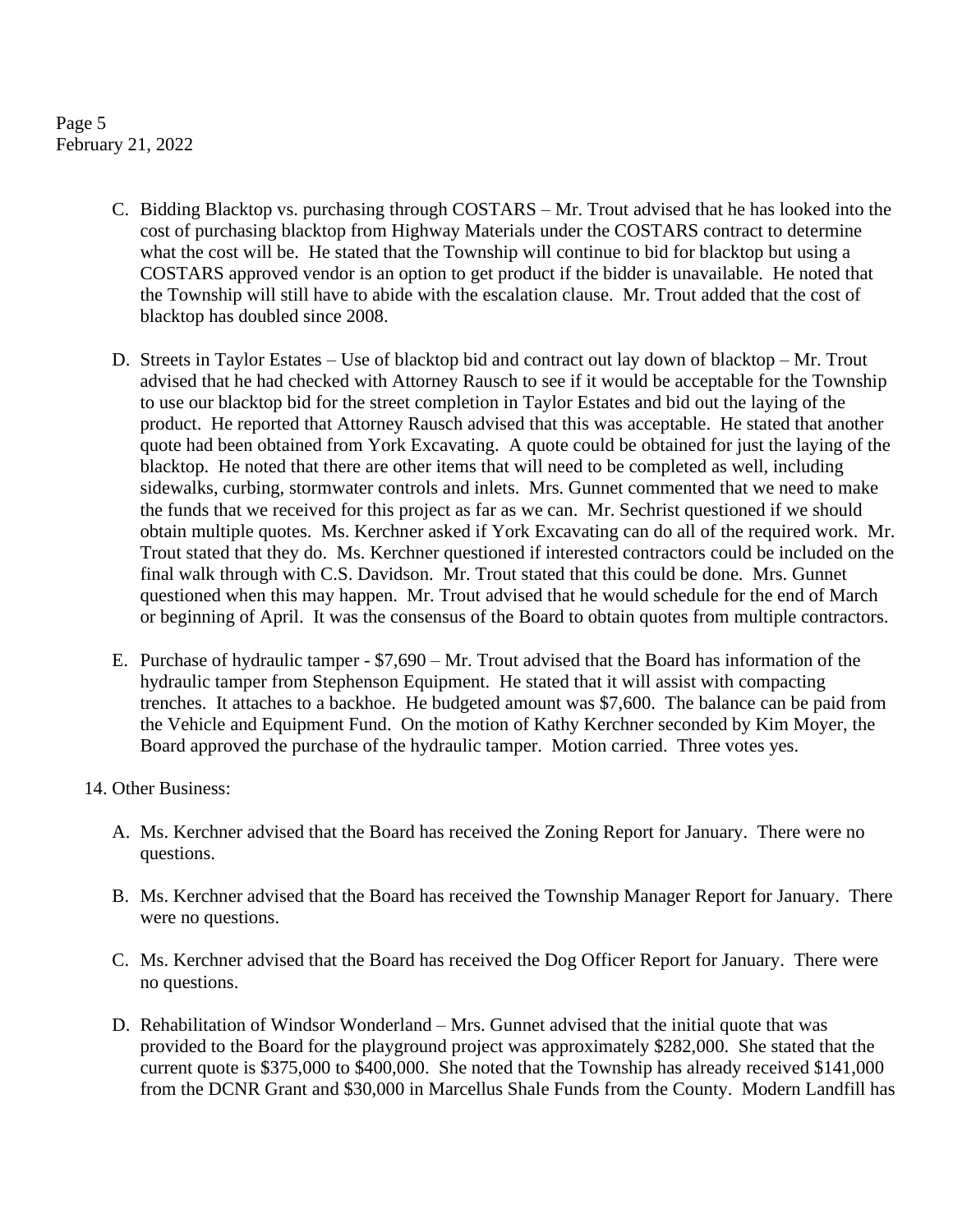C. Bidding Blacktop vs. purchasing through COSTARS – Mr. Trout advised that he has looked into the cost of purchasing blacktop from Highway Materials under the COSTARS contract to determine what the cost will be. He stated that the Township will continue to bid for blacktop but using a COSTARS approved vendor is an option to get product if the bidder is unavailable. He noted that the Township will still have to abide with the escalation clause. Mr. Trout added that the cost of blacktop has doubled since 2008.

D. Streets in Taylor Estates – Use of blacktop bid and contract out lay down of blacktop – Mr. Trout advised that he had checked with Attorney Rausch to see if it would be acceptable for the Township to use our blacktop bid for the street completion in Taylor Estates and bid out the laying of the product. He reported that Attorney Rausch advised that this was acceptable. He stated that another quote had been obtained from York Excavating. A quote could be obtained for just the laying of the blacktop. He noted that there are other items that will need to be completed as well, including sidewalks, curbing, stormwater controls and inlets. Mrs. Gunnet commented that we need to make the funds that we received for this project as far as we can. Mr. Sechrist questioned if we should obtain multiple quotes. Ms. Kerchner asked if York Excavating can do all of the required work. Mr. Trout stated that they do. Ms. Kerchner questioned if interested contractors could be included on the final walk through with C.S. Davidson. Mr. Trout stated that this could be done. Mrs. Gunnet questioned when this may happen. Mr. Trout advised that he would schedule for the end of March or beginning of April. It was the consensus of the Board to obtain quotes from multiple contractors.

E. Purchase of hydraulic tamper - $7,690 – Mr. Trout advised that the Board has information of the hydraulic tamper from Stephenson Equipment. He stated that it will assist with compacting trenches. It attaches to a backhoe. He budgeted amount was $7,600. The balance can be paid from the Vehicle and Equipment Fund. On the motion of Kathy Kerchner seconded by Kim Moyer, the Board approved the purchase of the hydraulic tamper. Motion carried. Three votes yes.

14. Other Business:

A. Ms. Kerchner advised that the Board has received the Zoning Report for January. There were no questions.

B. Ms. Kerchner advised that the Board has received the Township Manager Report for January. There were no questions.

C. Ms. Kerchner advised that the Board has received the Dog Officer Report for January. There were no questions.

D. Rehabilitation of Windsor Wonderland – Mrs. Gunnet advised that the initial quote that was provided to the Board for the playground project was approximately $282,000. She stated that the current quote is $375,000 to $400,000. She noted that the Township has already received $141,000 from the DCNR Grant and $30,000 in Marcellus Shale Funds from the County. Modern Landfill has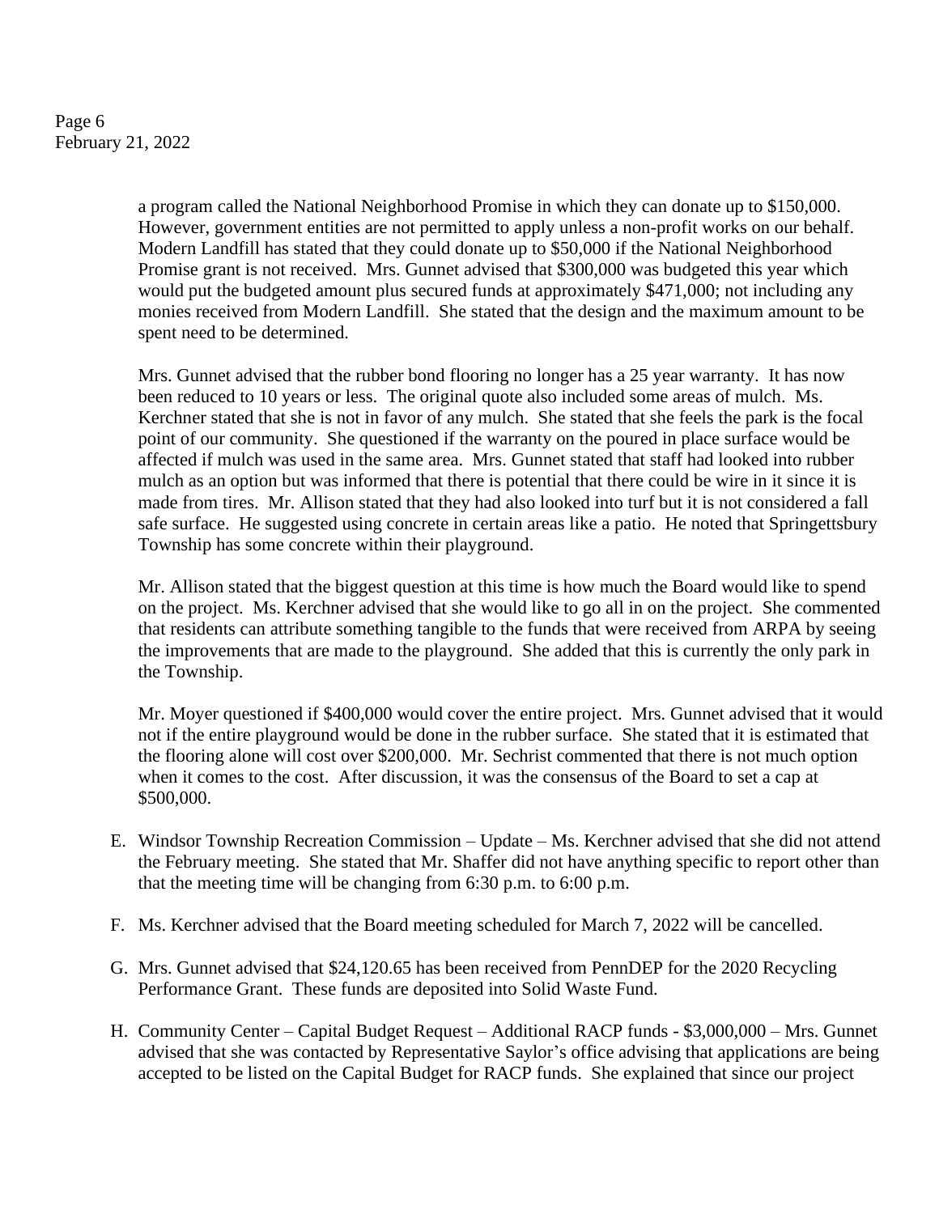a program called the National Neighborhood Promise in which they can donate up to $150,000. However, government entities are not permitted to apply unless a non-profit works on our behalf. Modern Landfill has stated that they could donate up to $50,000 if the National Neighborhood Promise grant is not received. Mrs. Gunnet advised that $300,000 was budgeted this year which would put the budgeted amount plus secured funds at approximately $471,000; not including any monies received from Modern Landfill. She stated that the design and the maximum amount to be spent need to be determined.

Mrs. Gunnet advised that the rubber bond flooring no longer has a 25 year warranty. It has now been reduced to 10 years or less. The original quote also included some areas of mulch. Ms. Kerchner stated that she is not in favor of any mulch. She stated that she feels the park is the focal point of our community. She questioned if the warranty on the poured in place surface would be affected if mulch was used in the same area. Mrs. Gunnet stated that staff had looked into rubber mulch as an option but was informed that there is potential that there could be wire in it since it is made from tires. Mr. Allison stated that they had also looked into turf but it is not considered a fall safe surface. He suggested using concrete in certain areas like a patio. He noted that Springettsbury Township has some concrete within their playground.

Mr. Allison stated that the biggest question at this time is how much the Board would like to spend on the project. Ms. Kerchner advised that she would like to go all in on the project. She commented that residents can attribute something tangible to the funds that were received from ARPA by seeing the improvements that are made to the playground. She added that this is currently the only park in the Township.

Mr. Moyer questioned if $400,000 would cover the entire project. Mrs. Gunnet advised that it would not if the entire playground would be done in the rubber surface. She stated that it is estimated that the flooring alone will cost over $200,000. Mr. Sechrist commented that there is not much option when it comes to the cost. After discussion, it was the consensus of the Board to set a cap at $500,000.

E. Windsor Township Recreation Commission – Update – Ms. Kerchner advised that she did not attend the February meeting. She stated that Mr. Shaffer did not have anything specific to report other than that the meeting time will be changing from 6:30 p.m. to 6:00 p.m.

F. Ms. Kerchner advised that the Board meeting scheduled for March 7, 2022 will be cancelled.

G. Mrs. Gunnet advised that $24,120.65 has been received from PennDEP for the 2020 Recycling Performance Grant. These funds are deposited into Solid Waste Fund.

H. Community Center – Capital Budget Request – Additional RACP funds - $3,000,000 – Mrs. Gunnet advised that she was contacted by Representative Saylor's office advising that applications are being accepted to be listed on the Capital Budget for RACP funds. She explained that since our project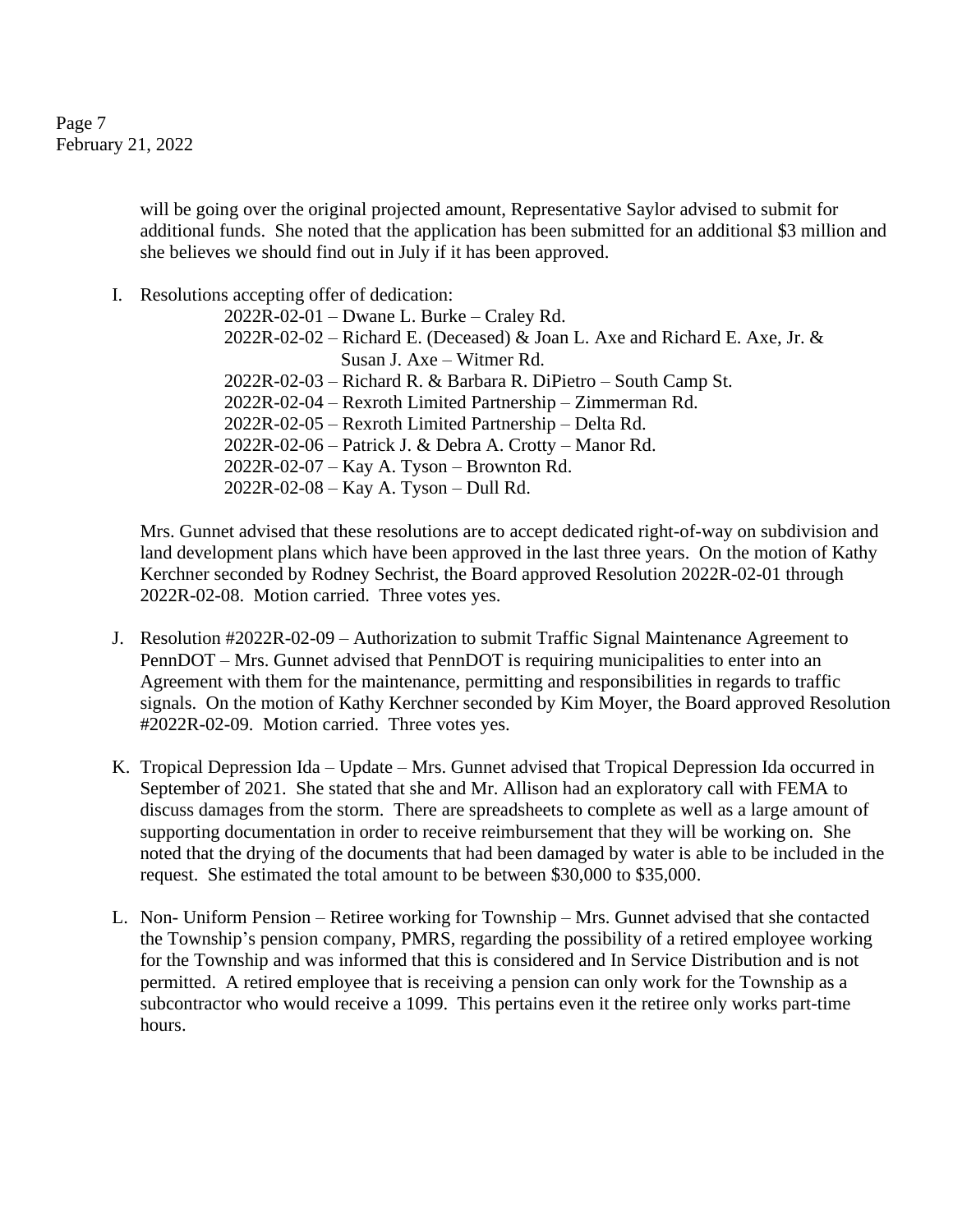will be going over the original projected amount, Representative Saylor advised to submit for additional funds. She noted that the application has been submitted for an additional $3 million and she believes we should find out in July if it has been approved.

I. Resolutions accepting offer of dedication:

   2022R-02-01 – Dwane L. Burke – Craley Rd.
   2022R-02-02 – Richard E. (Deceased) & Joan L. Axe and Richard E. Axe, Jr. & Susan J. Axe – Witmer Rd.
   2022R-02-03 – Richard R. & Barbara R. DiPietro – South Camp St.
   2022R-02-04 – Rexroth Limited Partnership – Zimmerman Rd.
   2022R-02-05 – Rexroth Limited Partnership – Delta Rd.
   2022R-02-06 – Patrick J. & Debra A. Crotty – Manor Rd.
   2022R-02-07 – Kay A. Tyson – Brownton Rd.
   2022R-02-08 – Kay A. Tyson – Dull Rd.

   Mrs. Gunnet advised that these resolutions are to accept dedicated right-of-way on subdivision and land development plans which have been approved in the last three years. On the motion of Kathy Kerchner seconded by Rodney Sechrist, the Board approved Resolution 2022R-02-01 through 2022R-02-08. Motion carried. Three votes yes.

J. Resolution #2022R-02-09 – Authorization to submit Traffic Signal Maintenance Agreement to PennDOT – Mrs. Gunnet advised that PennDOT is requiring municipalities to enter into an Agreement with them for the maintenance, permitting and responsibilities in regards to traffic signals. On the motion of Kathy Kerchner seconded by Kim Moyer, the Board approved Resolution #2022R-02-09. Motion carried. Three votes yes.

K. Tropical Depression Ida – Update – Mrs. Gunnet advised that Tropical Depression Ida occurred in September of 2021. She stated that she and Mr. Allison had an exploratory call with FEMA to discuss damages from the storm. There are spreadsheets to complete as well as a large amount of supporting documentation in order to receive reimbursement that they will be working on. She noted that the drying of the documents that had been damaged by water is able to be included in the request. She estimated the total amount to be between $30,000 to $35,000.

L. Non- Uniform Pension – Retiree working for Township – Mrs. Gunnet advised that she contacted the Township's pension company, PMRS, regarding the possibility of a retired employee working for the Township and was informed that this is considered and In Service Distribution and is not permitted. A retired employee that is receiving a pension can only work for the Township as a subcontractor who would receive a 1099. This pertains even it the retiree only works part-time hours.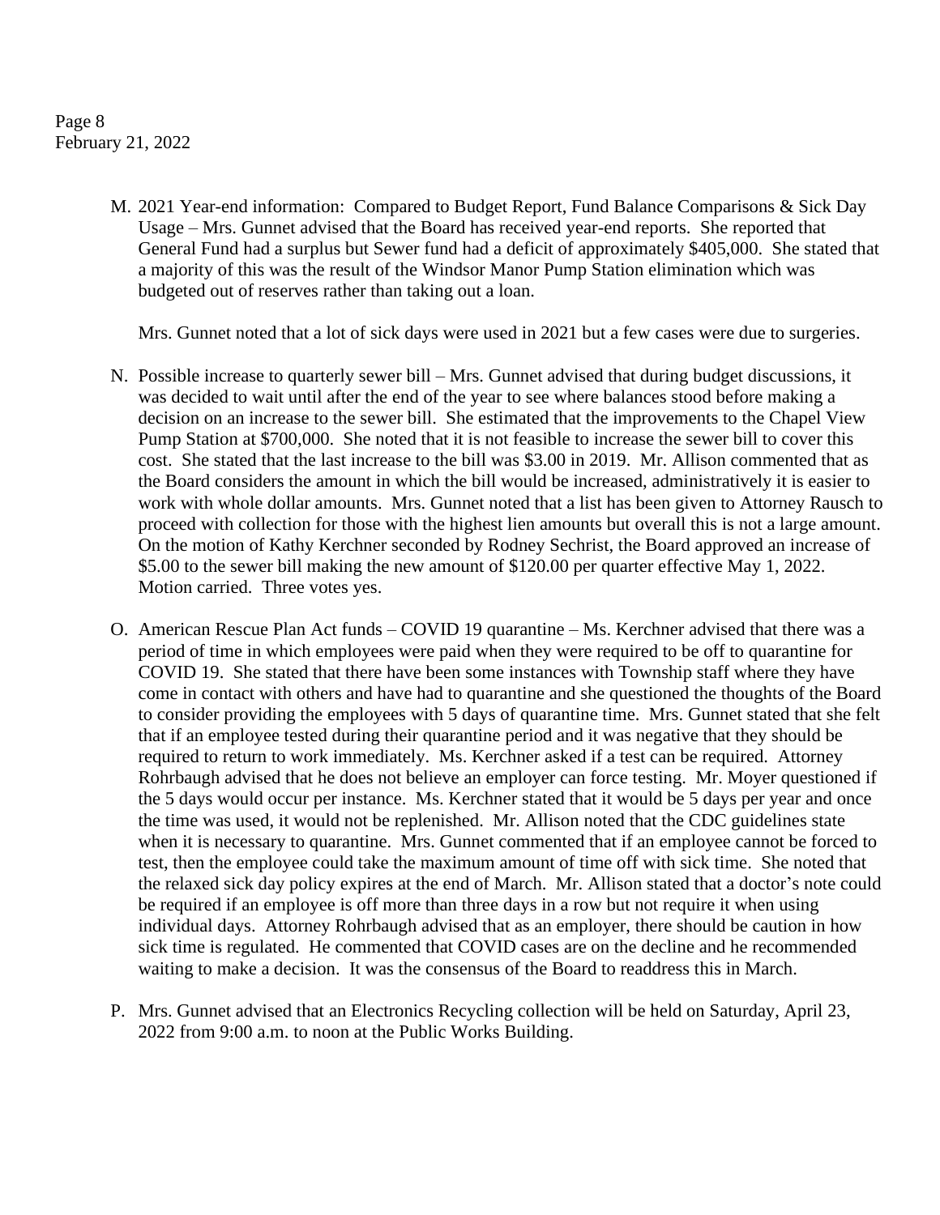M. 2021 Year-end information: Compared to Budget Report, Fund Balance Comparisons & Sick Day Usage – Mrs. Gunnet advised that the Board has received year-end reports. She reported that General Fund had a surplus but Sewer fund had a deficit of approximately $405,000. She stated that a majority of this was the result of the Windsor Manor Pump Station elimination which was budgeted out of reserves rather than taking out a loan.

   Mrs. Gunnet noted that a lot of sick days were used in 2021 but a few cases were due to surgeries.

N. Possible increase to quarterly sewer bill – Mrs. Gunnet advised that during budget discussions, it was decided to wait until after the end of the year to see where balances stood before making a decision on an increase to the sewer bill. She estimated that the improvements to the Chapel View Pump Station at $700,000. She noted that it is not feasible to increase the sewer bill to cover this cost. She stated that the last increase to the bill was $3.00 in 2019. Mr. Allison commented that as the Board considers the amount in which the bill would be increased, administratively it is easier to work with whole dollar amounts. Mrs. Gunnet noted that a list has been given to Attorney Rausch to proceed with collection for those with the highest lien amounts but overall this is not a large amount. On the motion of Kathy Kerchner seconded by Rodney Sechrist, the Board approved an increase of $5.00 to the sewer bill making the new amount of $120.00 per quarter effective May 1, 2022. Motion carried. Three votes yes.

O. American Rescue Plan Act funds – COVID 19 quarantine – Ms. Kerchner advised that there was a period of time in which employees were paid when they were required to be off to quarantine for COVID 19. She stated that there have been some instances with Township staff where they have come in contact with others and have had to quarantine and she questioned the thoughts of the Board to consider providing the employees with 5 days of quarantine time. Mrs. Gunnet stated that she felt that if an employee tested during their quarantine period and it was negative that they should be required to return to work immediately. Ms. Kerchner asked if a test can be required. Attorney Rohrbaugh advised that he does not believe an employer can force testing. Mr. Moyer questioned if the 5 days would occur per instance. Ms. Kerchner stated that it would be 5 days per year and once the time was used, it would not be replenished. Mr. Allison noted that the CDC guidelines state when it is necessary to quarantine. Mrs. Gunnet commented that if an employee cannot be forced to test, then the employee could take the maximum amount of time off with sick time. She noted that the relaxed sick day policy expires at the end of March. Mr. Allison stated that a doctor's note could be required if an employee is off more than three days in a row but not require it when using individual days. Attorney Rohrbaugh advised that as an employer, there should be caution in how sick time is regulated. He commented that COVID cases are on the decline and he recommended waiting to make a decision. It was the consensus of the Board to readdress this in March.

P. Mrs. Gunnet advised that an Electronics Recycling collection will be held on Saturday, April 23, 2022 from 9:00 a.m. to noon at the Public Works Building.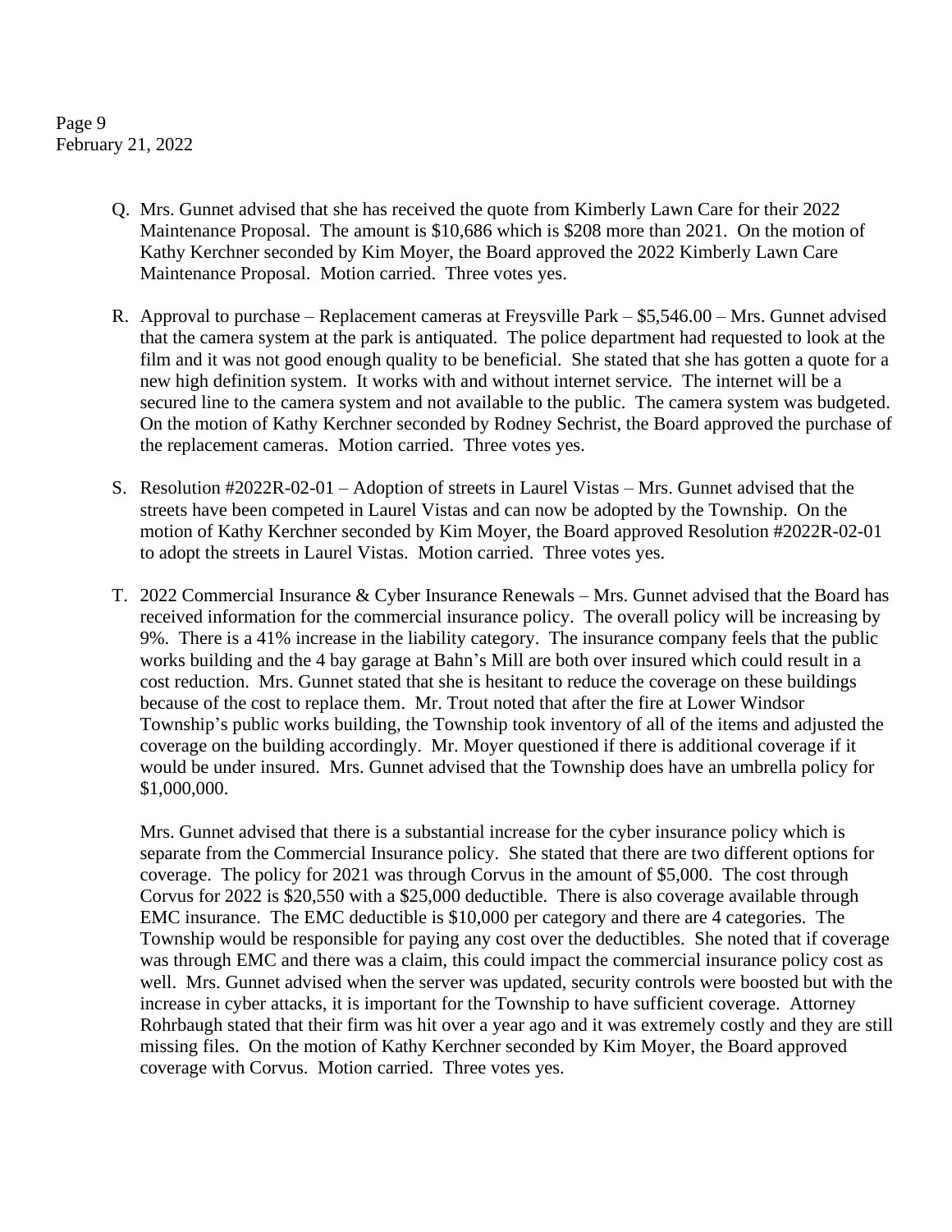Q. Mrs. Gunnet advised that she has received the quote from Kimberly Lawn Care for their 2022 Maintenance Proposal. The amount is $10,686 which is $208 more than 2021. On the motion of Kathy Kerchner seconded by Kim Moyer, the Board approved the 2022 Kimberly Lawn Care Maintenance Proposal. Motion carried. Three votes yes.

R. Approval to purchase – Replacement cameras at Freysville Park – $5,546.00 – Mrs. Gunnet advised that the camera system at the park is antiquated. The police department had requested to look at the film and it was not good enough quality to be beneficial. She stated that she has gotten a quote for a new high definition system. It works with and without internet service. The internet will be a secured line to the camera system and not available to the public. The camera system was budgeted. On the motion of Kathy Kerchner seconded by Rodney Sechrist, the Board approved the purchase of the replacement cameras. Motion carried. Three votes yes.

S. Resolution #2022R-02-01 – Adoption of streets in Laurel Vistas – Mrs. Gunnet advised that the streets have been competed in Laurel Vistas and can now be adopted by the Township. On the motion of Kathy Kerchner seconded by Kim Moyer, the Board approved Resolution #2022R-02-01 to adopt the streets in Laurel Vistas. Motion carried. Three votes yes.

T. 2022 Commercial Insurance & Cyber Insurance Renewals – Mrs. Gunnet advised that the Board has received information for the commercial insurance policy. The overall policy will be increasing by 9%. There is a 41% increase in the liability category. The insurance company feels that the public works building and the 4 bay garage at Bahn's Mill are both over insured which could result in a cost reduction. Mrs. Gunnet stated that she is hesitant to reduce the coverage on these buildings because of the cost to replace them. Mr. Trout noted that after the fire at Lower Windsor Township's public works building, the Township took inventory of all of the items and adjusted the coverage on the building accordingly. Mr. Moyer questioned if there is additional coverage if it would be under insured. Mrs. Gunnet advised that the Township does have an umbrella policy for $1,000,000.

   Mrs. Gunnet advised that there is a substantial increase for the cyber insurance policy which is separate from the Commercial Insurance policy. She stated that there are two different options for coverage. The policy for 2021 was through Corvus in the amount of $5,000. The cost through Corvus for 2022 is $20,550 with a $25,000 deductible. There is also coverage available through EMC insurance. The EMC deductible is $10,000 per category and there are 4 categories. The Township would be responsible for paying any cost over the deductibles. She noted that if coverage was through EMC and there was a claim, this could impact the commercial insurance policy cost as well. Mrs. Gunnet advised when the server was updated, security controls were boosted but with the increase in cyber attacks, it is important for the Township to have sufficient coverage. Attorney Rohrbaugh stated that their firm was hit over a year ago and it was extremely costly and they are still missing files. On the motion of Kathy Kerchner seconded by Kim Moyer, the Board approved coverage with Corvus. Motion carried. Three votes yes.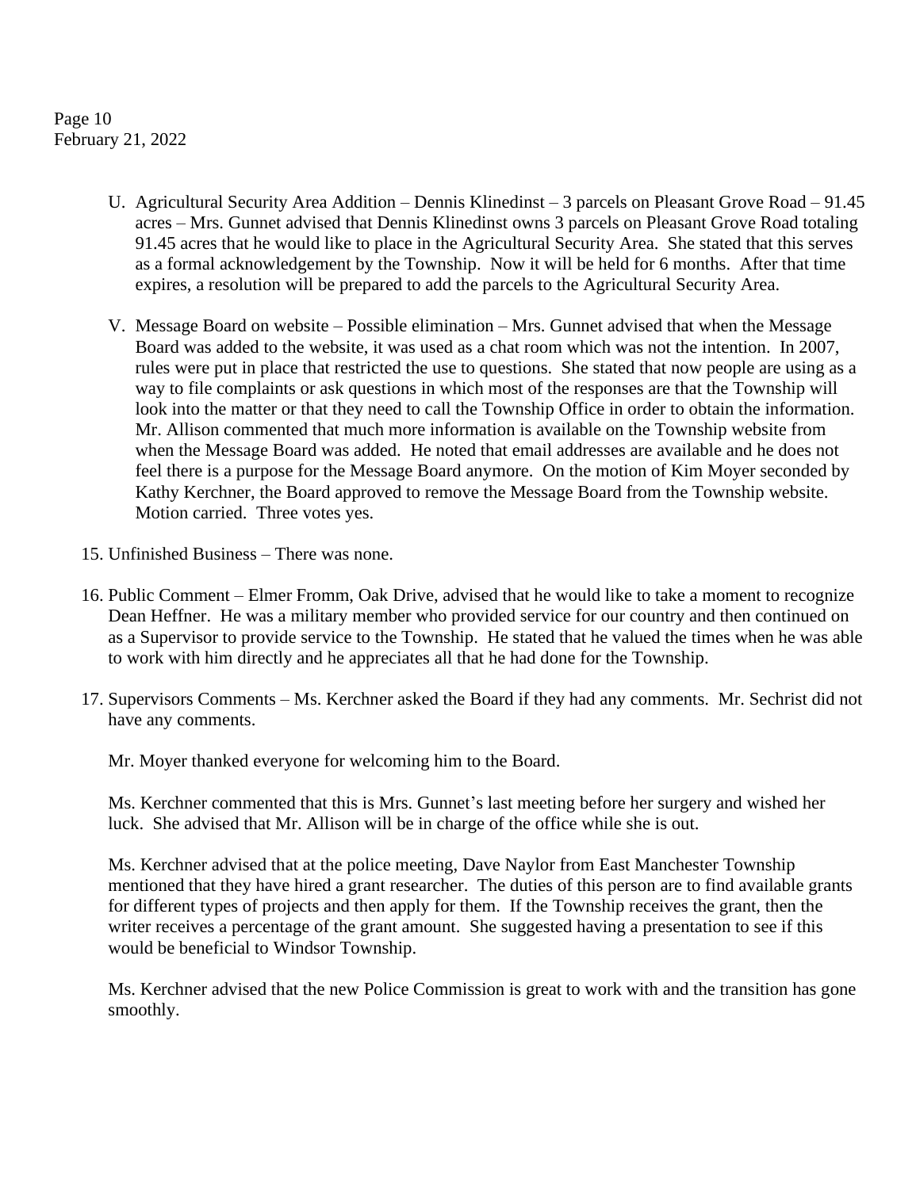U. Agricultural Security Area Addition – Dennis Klinedinst – 3 parcels on Pleasant Grove Road – 91.45 acres – Mrs. Gunnet advised that Dennis Klinedinst owns 3 parcels on Pleasant Grove Road totaling 91.45 acres that he would like to place in the Agricultural Security Area. She stated that this serves as a formal acknowledgement by the Township. Now it will be held for 6 months. After that time expires, a resolution will be prepared to add the parcels to the Agricultural Security Area.

V. Message Board on website – Possible elimination – Mrs. Gunnet advised that when the Message Board was added to the website, it was used as a chat room which was not the intention. In 2007, rules were put in place that restricted the use to questions. She stated that now people are using as a way to file complaints or ask questions in which most of the responses are that the Township will look into the matter or that they need to call the Township Office in order to obtain the information. Mr. Allison commented that much more information is available on the Township website from when the Message Board was added. He noted that email addresses are available and he does not feel there is a purpose for the Message Board anymore. On the motion of Kim Moyer seconded by Kathy Kerchner, the Board approved to remove the Message Board from the Township website. Motion carried. Three votes yes.

15. Unfinished Business – There was none.

16. Public Comment – Elmer Fromm, Oak Drive, advised that he would like to take a moment to recognize Dean Heffner. He was a military member who provided service for our country and then continued on as a Supervisor to provide service to the Township. He stated that he valued the times when he was able to work with him directly and he appreciates all that he had done for the Township.

17. Supervisors Comments – Ms. Kerchner asked the Board if they had any comments. Mr. Sechrist did not have any comments.

    Mr. Moyer thanked everyone for welcoming him to the Board.

    Ms. Kerchner commented that this is Mrs. Gunnet's last meeting before her surgery and wished her luck. She advised that Mr. Allison will be in charge of the office while she is out.

    Ms. Kerchner advised that at the police meeting, Dave Naylor from East Manchester Township mentioned that they have hired a grant researcher. The duties of this person are to find available grants for different types of projects and then apply for them. If the Township receives the grant, then the writer receives a percentage of the grant amount. She suggested having a presentation to see if this would be beneficial to Windsor Township.

    Ms. Kerchner advised that the new Police Commission is great to work with and the transition has gone smoothly.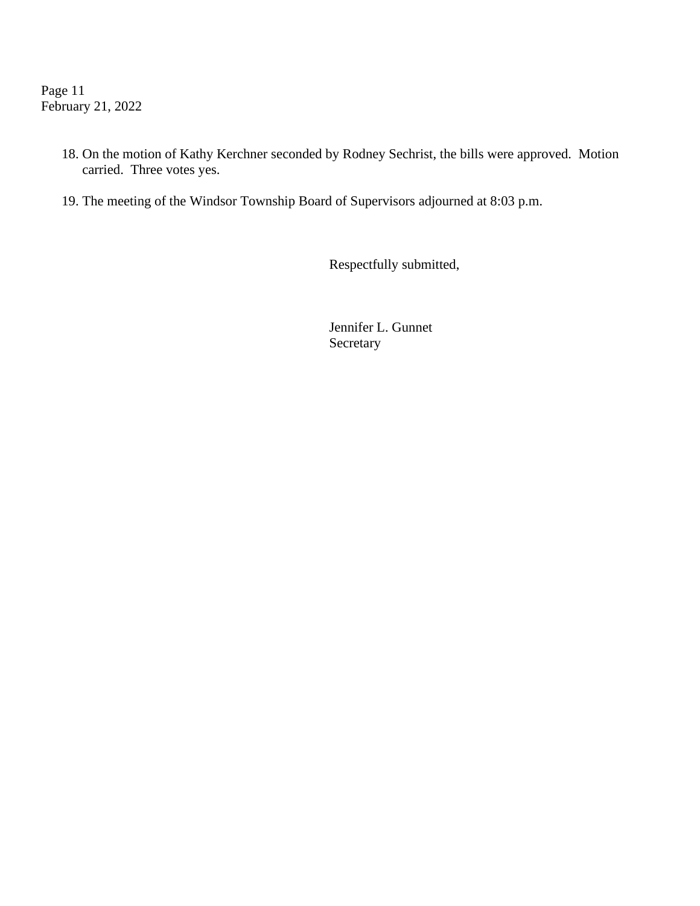18. On the motion of Kathy Kerchner seconded by Rodney Sechrist, the bills were approved. Motion carried. Three votes yes.

19. The meeting of the Windsor Township Board of Supervisors adjourned at 8:03 p.m.

Respectfully submitted,

Jennifer L. Gunnet
Secretary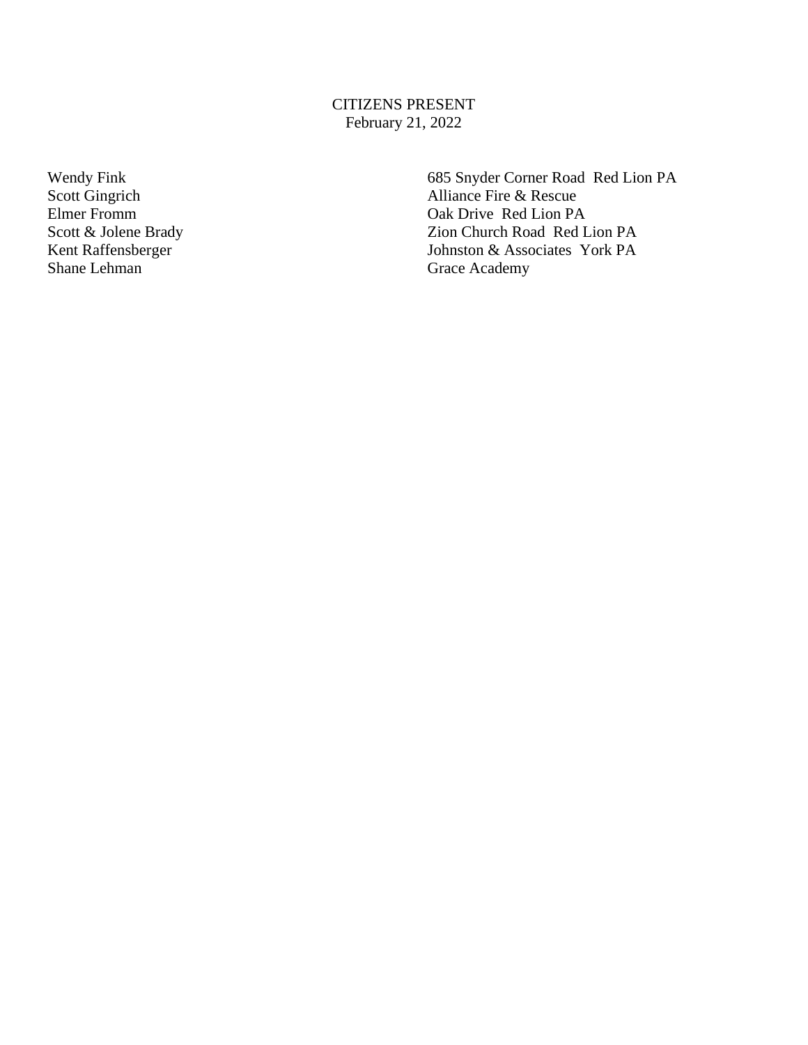# CITIZENS PRESENT

February 21, 2022

| | |
|---|---|
| Wendy Fink | 685 Snyder Corner Road Red Lion PA |
| Scott Gingrich | Alliance Fire & Rescue |
| Elmer Fromm | Oak Drive Red Lion PA |
| Scott & Jolene Brady | Zion Church Road Red Lion PA |
| Kent Raffensberger | Johnston & Associates York PA |
| Shane Lehman | Grace Academy |